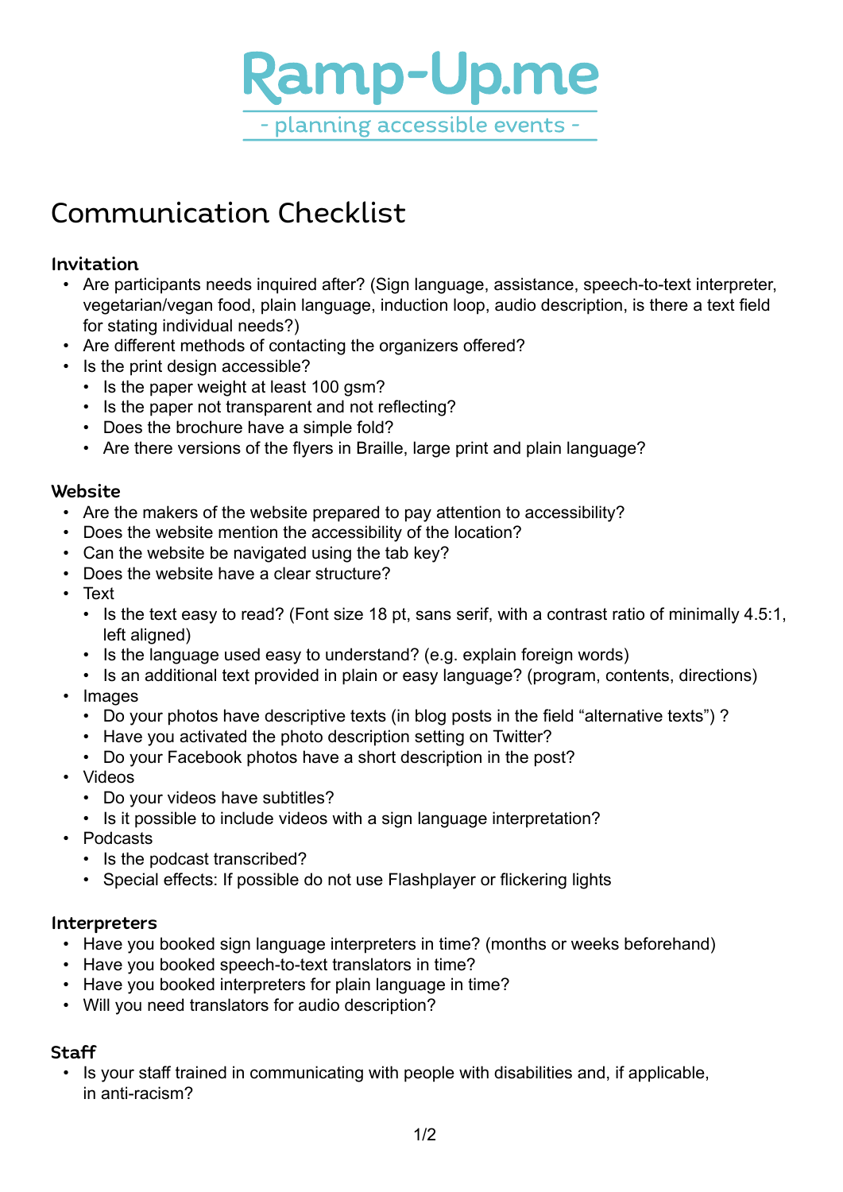# Ramp-Up.me

**- planning accessible events -**

## Communication Checklist

### Invitation

- Are participants needs inquired after? (Sign language, assistance, speech-to-text interpreter, vegetarian/vegan food, plain language, induction loop, audio description, is there a text field for stating individual needs?)
- Are different methods of contacting the organizers offered?
- Is the print design accessible?
  - Is the paper weight at least 100 gsm?
  - Is the paper not transparent and not reflecting?
  - Does the brochure have a simple fold?
  - Are there versions of the flyers in Braille, large print and plain language?

### Website

- Are the makers of the website prepared to pay attention to accessibility?
- Does the website mention the accessibility of the location?
- Can the website be navigated using the tab key?
- Does the website have a clear structure?
- Text
  - Is the text easy to read? (Font size 18 pt, sans serif, with a contrast ratio of minimally 4.5:1, left aligned)
  - Is the language used easy to understand? (e.g. explain foreign words)
  - Is an additional text provided in plain or easy language? (program, contents, directions)
- Images
  - Do your photos have descriptive texts (in blog posts in the field “alternative texts”) ?
  - Have you activated the photo description setting on Twitter?
  - Do your Facebook photos have a short description in the post?
- Videos
  - Do your videos have subtitles?
  - Is it possible to include videos with a sign language interpretation?
- Podcasts
  - Is the podcast transcribed?
  - Special effects: If possible do not use Flashplayer or flickering lights

### Interpreters

- Have you booked sign language interpreters in time? (months or weeks beforehand)
- Have you booked speech-to-text translators in time?
- Have you booked interpreters for plain language in time?
- Will you need translators for audio description?

### Staff

- Is your staff trained in communicating with people with disabilities and, if applicable, in anti-racism?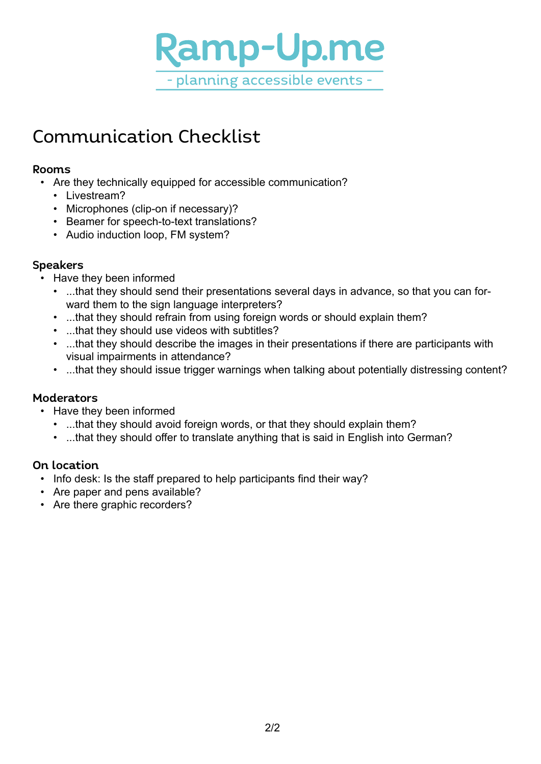# Ramp-Up.me

- planning accessible events -

## Communication Checklist

### Rooms

- Are they technically equipped for accessible communication?
  - Livestream?
  - Microphones (clip-on if necessary)?
  - Beamer for speech-to-text translations?
  - Audio induction loop, FM system?

### Speakers

- Have they been informed
  - ...that they should send their presentations several days in advance, so that you can forward them to the sign language interpreters?
  - ...that they should refrain from using foreign words or should explain them?
  - ...that they should use videos with subtitles?
  - ...that they should describe the images in their presentations if there are participants with visual impairments in attendance?
  - ...that they should issue trigger warnings when talking about potentially distressing content?

### Moderators

- Have they been informed
  - ...that they should avoid foreign words, or that they should explain them?
  - ...that they should offer to translate anything that is said in English into German?

### On location

- Info desk: Is the staff prepared to help participants find their way?
- Are paper and pens available?
- Are there graphic recorders?